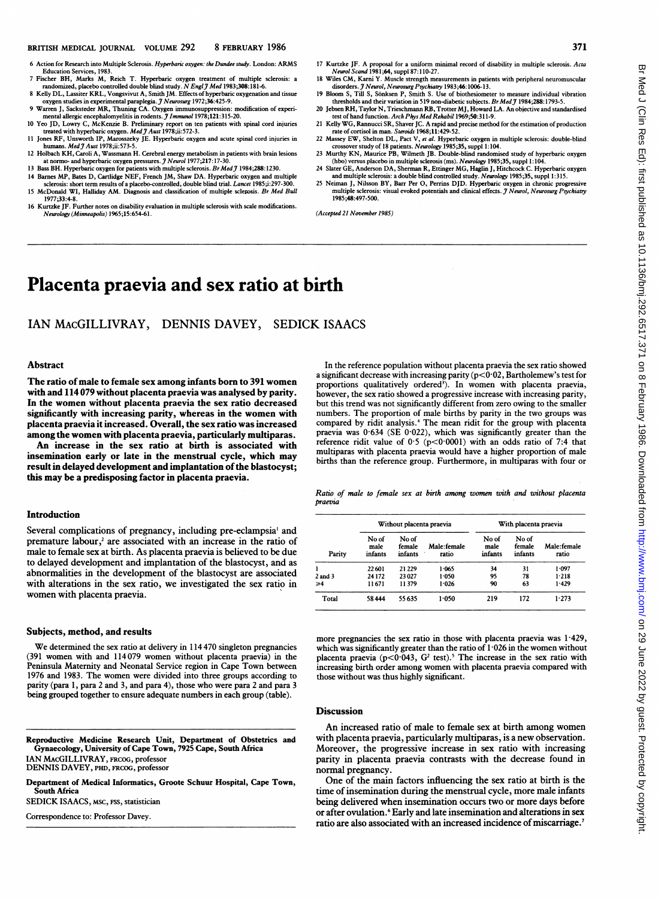6 Action for Research into Multiple Sclerosis. *Hyperbaric oxygen: the Dundee study*. London: ARMS Education Services, 1983.

7 Fischer BH, Marks M, Reich T. Hyperbaric oxygen treatment of multiple sclerosis: a randomized, placebo controlled double blind study. *N Engl J Med* 1983;308:181-6.

8 Kelly DL, Lassiter KRL, Vongsvivut A, Smith JM. Effects of hyperbaric oxygenation and tissue oxygen studies in experimental paraplegia. *J Neurosurg* 1972;36:425-9.

9 Warren J, Sacksteder MR, Thuning CA. Oxygen immunosuppression: modification of experimental allergic encephalomyelitis in rodents. *J Immunol* 1978;121:315-20.

10 Yeo JD, Lowry C, McKenzie B. Preliminary report on ten patients with spinal cord injuries treated with hyperbaric oxygen. *Med J Aust* 1978;ii:572-3.

11 Jones RF, Unsworth IP, Marosszeky JE. Hyperbaric oxygen and acute spinal cord injuries in humans. *Med J Aust* 1978;ii:573-5.

12 Holbach KH, Caroli A, Wassmann H. Cerebral energy metabolism in patients with brain lesions at normo- and hyperbaric oxygen pressures. *J Neurol* 1977;217:17-30.

13 Bass BH. Hyperbaric oxygen for patients with multiple sclerosis. *Br Med J* 1984;288:1230.

14 Barnes MP, Bates D, Cartlidge NEF, French JM, Shaw DA. Hyperbaric oxygen and multiple sclerosis: short term results of a placebo-controlled, double blind trial. *Lancet* 1985;i:297-300.

15 McDonald WI, Halliday AM. Diagnosis and classification of multiple sclerosis. *Br Med Bull* 1977;33:4-8.

16 Kurtzke JF. Further notes on disability evaluation in multiple sclerosis with scale modifications. *Neurology (Minneapolis)* 1965;15:654-61.

17 Kurtzke JF. A proposal for a uniform minimal record of disability in multiple sclerosis. *Acta Neurol Scand* 1981;64, suppl 87:110-27.

18 Wiles CM, Karni Y. Muscle strength measurements in patients with peripheral neuromuscular disorders. *J Neurol, Neurosurg Psychiatry* 1983;46:1006-13.

19 Bloom S, Till S, Sönksen P, Smith S. Use of biothesiometer to measure individual vibration thresholds and their variation in 519 non-diabetic subjects. *Br Med J* 1984;288:1793-5.

20 Jebsen RH, Taylor N, Trieschmann RB, Trotter MJ, Howard LA. An objective and standardised test of hand function. *Arch Phys Med Rehabil* 1969;50:311-9.

21 Kelly WG, Rannucci SR, Shaver JC. A rapid and precise method for the estimation of production rate of cortisol in man. *Steroids* 1968;11:429-52.

22 Massey EW, Shelton DL, Pact V, *et al*. Hyperbaric oxygen in multiple sclerosis: double-blind crossover study of 18 patients. *Neurology* 1985;35, suppl 1:104.

23 Murthy KN, Maurice PB, Wilmeth JB. Double-blind randomised study of hyperbaric oxygen (hbo) versus placebo in multiple sclerosis (ms). *Neurology* 1985;35, suppl 1:104.

24 Slater GE, Anderson DA, Sherman R, Ettinger MG, Haglin J, Hitchcock C. Hyperbaric oxygen and multiple sclerosis: a double blind controlled study. *Neurology* 1985;35, suppl 1:315.

25 Neiman J, Nilsson BY, Barr Per O, Perrins DJD. Hyperbaric oxygen in chronic progressive multiple sclerosis: visual evoked potentials and clinical effects. *J Neurol, Neurosurg Psychiatry* 1985;48:497-500.

*(Accepted 21 November 1985)*

# Placenta praevia and sex ratio at birth

IAN MACGILLIVRAY, DENNIS DAVEY, SEDICK ISAACS

## Abstract

**The ratio of male to female sex among infants born to 391 women with and 114 079 without placenta praevia was analysed by parity. In the women without placenta praevia the sex ratio decreased significantly with increasing parity, whereas in the women with placenta praevia it increased. Overall, the sex ratio was increased among the women with placenta praevia, particularly multiparas.**

**An increase in the sex ratio at birth is associated with insemination early or late in the menstrual cycle, which may result in delayed development and implantation of the blastocyst; this may be a predisposing factor in placenta praevia.**

## Introduction

Several complications of pregnancy, including pre-eclampsia[1] and premature labour,[2] are associated with an increase in the ratio of male to female sex at birth. As placenta praevia is believed to be due to delayed development and implantation of the blastocyst, and as abnormalities in the development of the blastocyst are associated with alterations in the sex ratio, we investigated the sex ratio in women with placenta praevia.

## Subjects, method, and results

We determined the sex ratio at delivery in 114 470 singleton pregnancies (391 women with and 114 079 women without placenta praevia) in the Peninsula Maternity and Neonatal Service region in Cape Town between 1976 and 1983. The women were divided into three groups according to parity (para 1, para 2 and 3, and para 4), those who were para 2 and para 3 being grouped together to ensure adequate numbers in each group (table).

In the reference population without placenta praevia the sex ratio showed a significant decrease with increasing parity ($p<0.02$, Bartholemew's test for proportions qualitatively ordered[3]). In women with placenta praevia, however, the sex ratio showed a progressive increase with increasing parity, but this trend was not significantly different from zero owing to the smaller numbers. The proportion of male births by parity in the two groups was compared by ridit analysis.[4] The mean ridit for the group with placenta praevia was 0·634 (SE 0·022), which was significantly greater than the reference ridit value of 0·5 ($p<0.0001$) with an odds ratio of 7:4 that multiparas with placenta praevia would have a higher proportion of male births than the reference group. Furthermore, in multiparas with four or more pregnancies the sex ratio in those with placenta praevia was 1·429, which was significantly greater than the ratio of 1·026 in the women without placenta praevia ($p<0.043$, $G^2$ test).[5] The increase in the sex ratio with increasing birth order among women with placenta praevia compared with those without was thus highly significant.

*Ratio of male to female sex at birth among women with and without placenta praevia*

| Parity | Without placenta praevia | | | With placenta praevia | | |
|---|---|---|---|---|---|---|
| | No of male infants | No of female infants | Male:female ratio | No of male infants | No of female infants | Male:female ratio |
| 1 | 22 601 | 21 229 | 1·065 | 34 | 31 | 1·097 |
| 2 and 3 | 24 172 | 23 027 | 1·050 | 95 | 78 | 1·218 |
| ≥4 | 11 671 | 11 379 | 1·026 | 90 | 63 | 1·429 |
| Total | 58 444 | 55 635 | 1·050 | 219 | 172 | 1·273 |

## Discussion

An increased ratio of male to female sex at birth among women with placenta praevia, particularly multiparas, is a new observation. Moreover, the progressive increase in sex ratio with increasing parity in placenta praevia contrasts with the decrease found in normal pregnancy.

One of the main factors influencing the sex ratio at birth is the time of insemination during the menstrual cycle, more male infants being delivered when insemination occurs two or more days before or after ovulation.[6] Early and late insemination and alterations in sex ratio are also associated with an increased incidence of miscarriage.[7]

Reproductive Medicine Research Unit, Department of Obstetrics and Gynaecology, University of Cape Town, 7925 Cape, South Africa

IAN MACGILLIVRAY, FRCOG, professor

DENNIS DAVEY, PHD, FRCOG, professor

Department of Medical Informatics, Groote Schuur Hospital, Cape Town, South Africa

SEDICK ISAACS, MSC, FSS, statistician

Correspondence to: Professor Davey.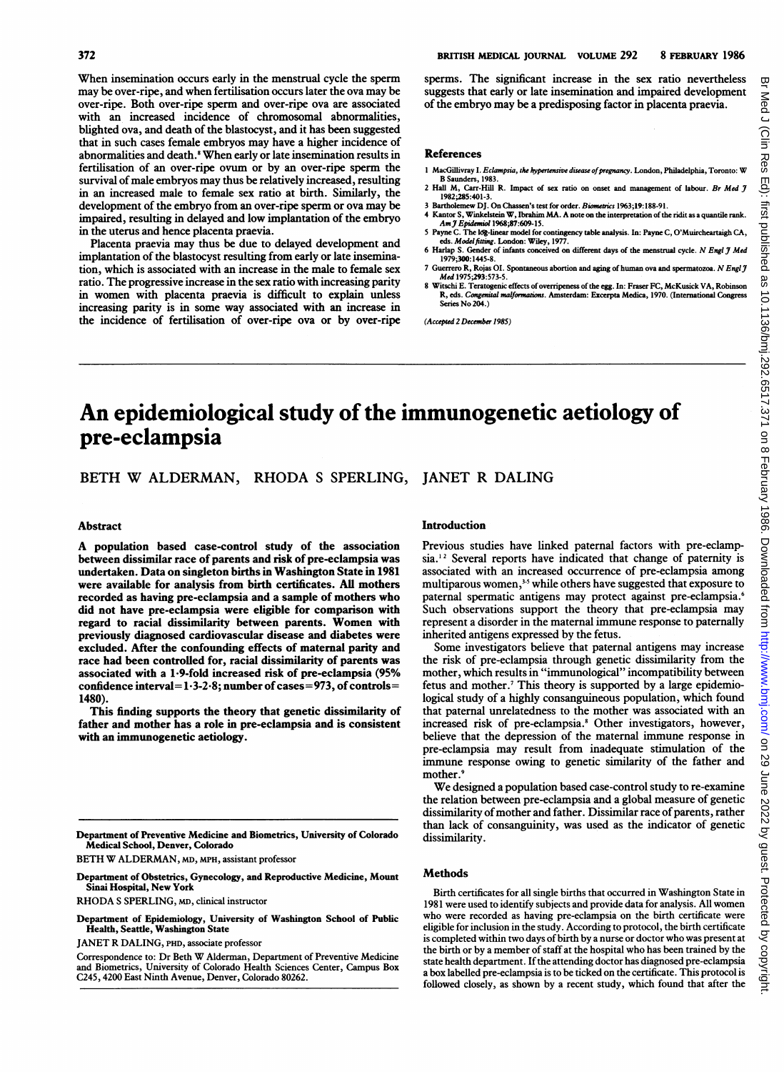When insemination occurs early in the menstrual cycle the sperm may be over-ripe, and when fertilisation occurs later the ova may be over-ripe. Both over-ripe sperm and over-ripe ova are associated with an increased incidence of chromosomal abnormalities, blighted ova, and death of the blastocyst, and it has been suggested that in such cases female embryos may have a higher incidence of abnormalities and death.[8] When early or late insemination results in fertilisation of an over-ripe ovum or by an over-ripe sperm the survival of male embryos may thus be relatively increased, resulting in an increased male to female sex ratio at birth. Similarly, the development of the embryo from an over-ripe sperm or ova may be impaired, resulting in delayed and low implantation of the embryo in the uterus and hence placenta praevia.

Placenta praevia may thus be due to delayed development and implantation of the blastocyst resulting from early or late insemination, which is associated with an increase in the male to female sex ratio. The progressive increase in the sex ratio with increasing parity in women with placenta praevia is difficult to explain unless increasing parity is in some way associated with an increase in the incidence of fertilisation of over-ripe ova or by over-ripe sperms. The significant increase in the sex ratio nevertheless suggests that early or late insemination and impaired development of the embryo may be a predisposing factor in placenta praevia.

## References

1 MacGillivray I. *Eclampsia, the hypertensive disease of pregnancy*. London, Philadelphia, Toronto: W B Saunders, 1983.
2 Hall M, Carr-Hill R. Impact of sex ratio on onset and management of labour. *Br Med J* 1982;285:401-3.
3 Bartholemew DJ. On Chassen's test for order. *Biometrics* 1963;19:188-91.
4 Kantor S, Winkelstein W, Ibrahim MA. A note on the interpretation of the ridit as a quantile rank. *Am J Epidemiol* 1968;87:609-15.
5 Payne C. The log-linear model for contingency table analysis. In: Payne C, O'Muircheartaigh CA, eds. *Model fitting*. London: Wiley, 1977.
6 Harlap S. Gender of infants conceived on different days of the menstrual cycle. *N Engl J Med* 1979;300:1445-8.
7 Guerrero R, Rojas OI. Spontaneous abortion and aging of human ova and spermatozoa. *N Engl J Med* 1975;293:573-5.
8 Witschi E. Teratogenic effects of overripeness of the egg. In: Fraser FC, McKusick VA, Robinson R, eds. *Congenital malformations*. Amsterdam: Excerpta Medica, 1970. (International Congress Series No 204.)

*(Accepted 2 December 1985)*

# An epidemiological study of the immunogenetic aetiology of pre-eclampsia

BETH W ALDERMAN, RHODA S SPERLING, JANET R DALING

## Abstract

**A population based case-control study of the association between dissimilar race of parents and risk of pre-eclampsia was undertaken. Data on singleton births in Washington State in 1981 were available for analysis from birth certificates. All mothers recorded as having pre-eclampsia and a sample of mothers who did not have pre-eclampsia were eligible for comparison with regard to racial dissimilarity between parents. Women with previously diagnosed cardiovascular disease and diabetes were excluded. After the confounding effects of maternal parity and race had been controlled for, racial dissimilarity of parents was associated with a 1·9-fold increased risk of pre-eclampsia (95% confidence interval=1·3-2·8; number of cases=973, of controls=1480).**

**This finding supports the theory that genetic dissimilarity of father and mother has a role in pre-eclampsia and is consistent with an immunogenetic aetiology.**

Department of Preventive Medicine and Biometrics, University of Colorado Medical School, Denver, Colorado

BETH W ALDERMAN, MD, MPH, assistant professor

Department of Obstetrics, Gynecology, and Reproductive Medicine, Mount Sinai Hospital, New York

RHODA S SPERLING, MD, clinical instructor

Department of Epidemiology, University of Washington School of Public Health, Seattle, Washington State

JANET R DALING, PHD, associate professor

Correspondence to: Dr Beth W Alderman, Department of Preventive Medicine and Biometrics, University of Colorado Health Sciences Center, Campus Box C245, 4200 East Ninth Avenue, Denver, Colorado 80262.

## Introduction

Previous studies have linked paternal factors with pre-eclampsia.[1,2] Several reports have indicated that change of paternity is associated with an increased occurrence of pre-eclampsia among multiparous women,[3-5] while others have suggested that exposure to paternal spermatic antigens may protect against pre-eclampsia.[6] Such observations support the theory that pre-eclampsia may represent a disorder in the maternal immune response to paternally inherited antigens expressed by the fetus.

Some investigators believe that paternal antigens may increase the risk of pre-eclampsia through genetic dissimilarity from the mother, which results in "immunological" incompatibility between fetus and mother.[7] This theory is supported by a large epidemiological study of a highly consanguineous population, which found that paternal unrelatedness to the mother was associated with an increased risk of pre-eclampsia.[8] Other investigators, however, believe that the depression of the maternal immune response in pre-eclampsia may result from inadequate stimulation of the immune response owing to genetic similarity of the father and mother.[9]

We designed a population based case-control study to re-examine the relation between pre-eclampsia and a global measure of genetic dissimilarity of mother and father. Dissimilar race of parents, rather than lack of consanguinity, was used as the indicator of genetic dissimilarity.

## Methods

Birth certificates for all single births that occurred in Washington State in 1981 were used to identify subjects and provide data for analysis. All women who were recorded as having pre-eclampsia on the birth certificate were eligible for inclusion in the study. According to protocol, the birth certificate is completed within two days of birth by a nurse or doctor who was present at the birth or by a member of staff at the hospital who has been trained by the state health department. If the attending doctor has diagnosed pre-eclampsia a box labelled pre-eclampsia is to be ticked on the certificate. This protocol is followed closely, as shown by a recent study, which found that after the